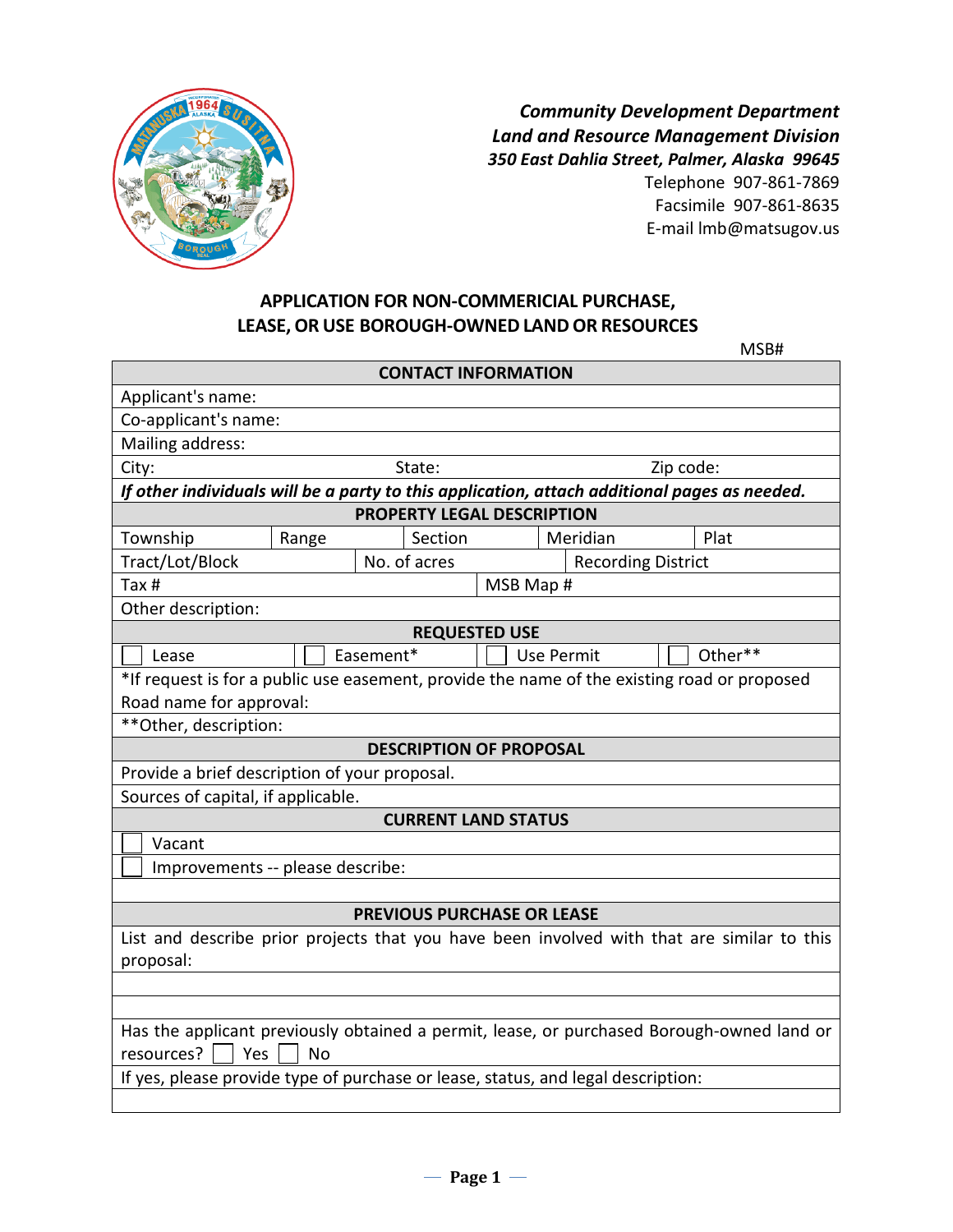*Community Development Department*
*Land and Resource Management Division*
*350 East Dahlia Street, Palmer, Alaska 99645*
Telephone 907-861-7869
Facsimile 907-861-8635
E-mail lmb@matsugov.us

## APPLICATION FOR NON-COMMERICIAL PURCHASE, LEASE, OR USE BOROUGH-OWNED LAND OR RESOURCES

MSB#

| **CONTACT INFORMATION** | | | | |
|---|---|---|---|---|
| Applicant's name: | | | | |
| Co-applicant's name: | | | | |
| Mailing address: | | | | |
| City: | | State: | | Zip code: |
| ***If other individuals will be a party to this application, attach additional pages as needed.*** | | | | |
| **PROPERTY LEGAL DESCRIPTION** | | | | |
| Township | Range | Section | Meridian | Plat |
| Tract/Lot/Block | | No. of acres | Recording District | |
| Tax # | | | MSB Map # | |
| Other description: | | | | |
| **REQUESTED USE** | | | | |
| ☐ Lease | ☐ Easement* | ☐ Use Permit | ☐ Other** | |
| *If request is for a public use easement, provide the name of the existing road or proposed Road name for approval: | | | | |
| **Other, description: | | | | |
| **DESCRIPTION OF PROPOSAL** | | | | |
| Provide a brief description of your proposal. | | | | |
| Sources of capital, if applicable. | | | | |
| **CURRENT LAND STATUS** | | | | |
| ☐ Vacant | | | | |
| ☐ Improvements -- please describe: | | | | |
| | | | | |
| **PREVIOUS PURCHASE OR LEASE** | | | | |
| List and describe prior projects that you have been involved with that are similar to this proposal: | | | | |
| | | | | |
| | | | | |
| Has the applicant previously obtained a permit, lease, or purchased Borough-owned land or resources? ☐ Yes ☐ No | | | | |
| If yes, please provide type of purchase or lease, status, and legal description: | | | | |
| | | | | |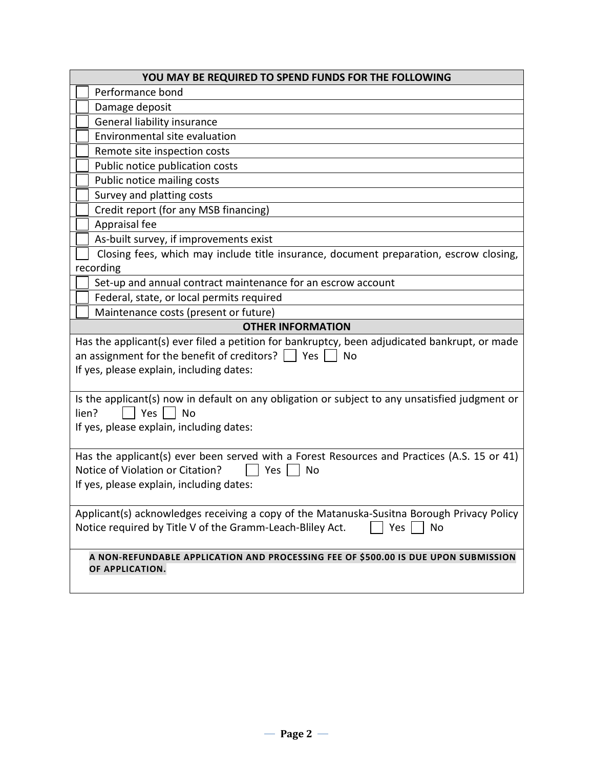| YOU MAY BE REQUIRED TO SPEND FUNDS FOR THE FOLLOWING |
|---|
| ☐ Performance bond |
| ☐ Damage deposit |
| ☐ General liability insurance |
| ☐ Environmental site evaluation |
| ☐ Remote site inspection costs |
| ☐ Public notice publication costs |
| ☐ Public notice mailing costs |
| ☐ Survey and platting costs |
| ☐ Credit report (for any MSB financing) |
| ☐ Appraisal fee |
| ☐ As-built survey, if improvements exist |
| ☐ Closing fees, which may include title insurance, document preparation, escrow closing, recording |
| ☐ Set-up and annual contract maintenance for an escrow account |
| ☐ Federal, state, or local permits required |
| ☐ Maintenance costs (present or future) |

| OTHER INFORMATION |
|---|
| Has the applicant(s) ever filed a petition for bankruptcy, been adjudicated bankrupt, or made an assignment for the benefit of creditors? ☐ Yes ☐ No<br>If yes, please explain, including dates: |
| Is the applicant(s) now in default on any obligation or subject to any unsatisfied judgment or lien? ☐ Yes ☐ No<br>If yes, please explain, including dates: |
| Has the applicant(s) ever been served with a Forest Resources and Practices (A.S. 15 or 41) Notice of Violation or Citation? ☐ Yes ☐ No<br>If yes, please explain, including dates: |
| Applicant(s) acknowledges receiving a copy of the Matanuska-Susitna Borough Privacy Policy Notice required by Title V of the Gramm-Leach-Bliley Act. ☐ Yes ☐ No |
| **A NON-REFUNDABLE APPLICATION AND PROCESSING FEE OF $500.00 IS DUE UPON SUBMISSION OF APPLICATION.** |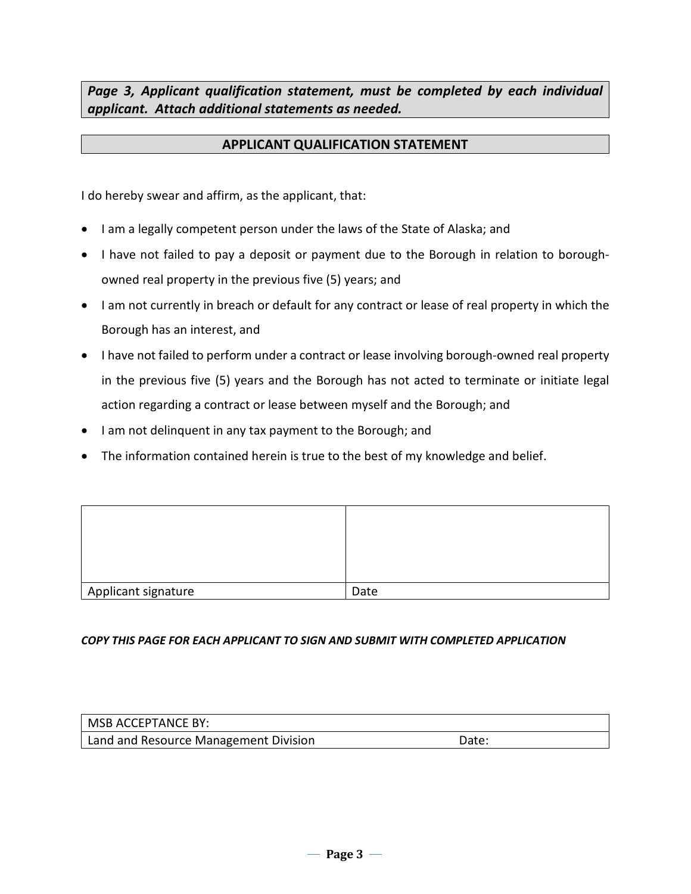***Page 3, Applicant qualification statement, must be completed by each individual applicant. Attach additional statements as needed.***

## APPLICANT QUALIFICATION STATEMENT

I do hereby swear and affirm, as the applicant, that:

- I am a legally competent person under the laws of the State of Alaska; and
- I have not failed to pay a deposit or payment due to the Borough in relation to borough-owned real property in the previous five (5) years; and
- I am not currently in breach or default for any contract or lease of real property in which the Borough has an interest, and
- I have not failed to perform under a contract or lease involving borough-owned real property in the previous five (5) years and the Borough has not acted to terminate or initiate legal action regarding a contract or lease between myself and the Borough; and
- I am not delinquent in any tax payment to the Borough; and
- The information contained herein is true to the best of my knowledge and belief.

| | |
|---|---|
| | |
| Applicant signature | Date |

***COPY THIS PAGE FOR EACH APPLICANT TO SIGN AND SUBMIT WITH COMPLETED APPLICATION***

| MSB ACCEPTANCE BY: | |
|---|---|
| Land and Resource Management Division | Date: |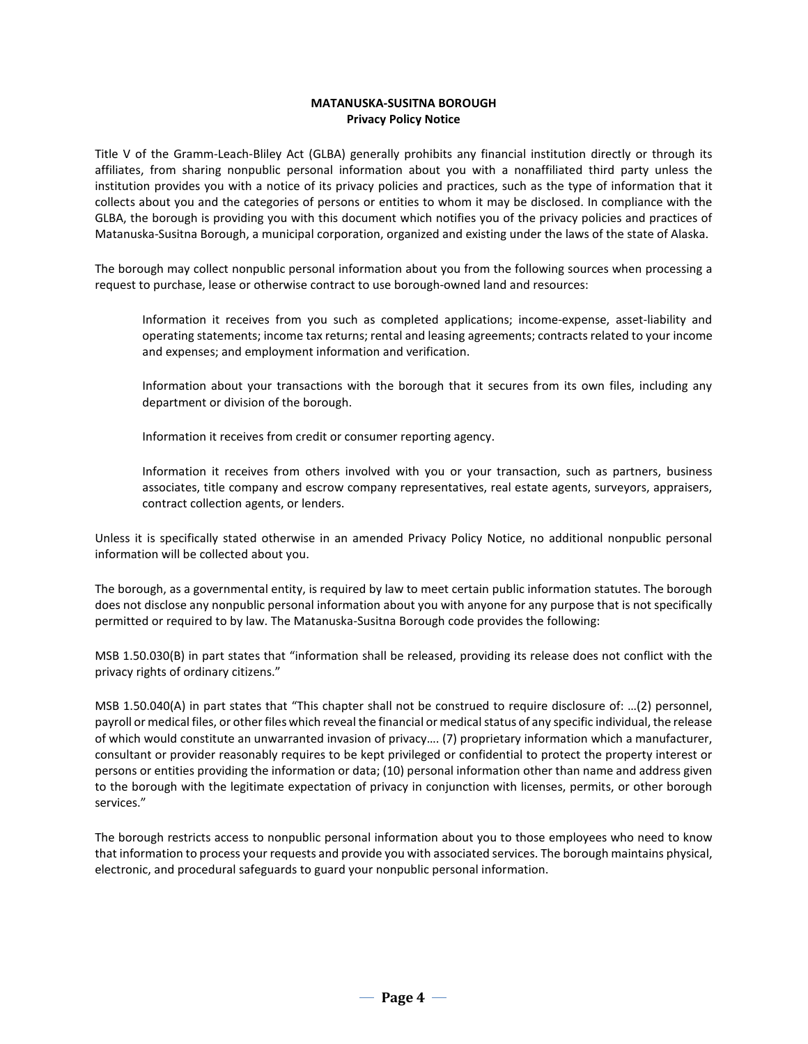**MATANUSKA-SUSITNA BOROUGH**
**Privacy Policy Notice**

Title V of the Gramm-Leach-Bliley Act (GLBA) generally prohibits any financial institution directly or through its affiliates, from sharing nonpublic personal information about you with a nonaffiliated third party unless the institution provides you with a notice of its privacy policies and practices, such as the type of information that it collects about you and the categories of persons or entities to whom it may be disclosed. In compliance with the GLBA, the borough is providing you with this document which notifies you of the privacy policies and practices of Matanuska-Susitna Borough, a municipal corporation, organized and existing under the laws of the state of Alaska.

The borough may collect nonpublic personal information about you from the following sources when processing a request to purchase, lease or otherwise contract to use borough-owned land and resources:

> Information it receives from you such as completed applications; income-expense, asset-liability and operating statements; income tax returns; rental and leasing agreements; contracts related to your income and expenses; and employment information and verification.
>
> Information about your transactions with the borough that it secures from its own files, including any department or division of the borough.
>
> Information it receives from credit or consumer reporting agency.
>
> Information it receives from others involved with you or your transaction, such as partners, business associates, title company and escrow company representatives, real estate agents, surveyors, appraisers, contract collection agents, or lenders.

Unless it is specifically stated otherwise in an amended Privacy Policy Notice, no additional nonpublic personal information will be collected about you.

The borough, as a governmental entity, is required by law to meet certain public information statutes. The borough does not disclose any nonpublic personal information about you with anyone for any purpose that is not specifically permitted or required to by law. The Matanuska-Susitna Borough code provides the following:

MSB 1.50.030(B) in part states that "information shall be released, providing its release does not conflict with the privacy rights of ordinary citizens."

MSB 1.50.040(A) in part states that "This chapter shall not be construed to require disclosure of: …(2) personnel, payroll or medical files, or other files which reveal the financial or medical status of any specific individual, the release of which would constitute an unwarranted invasion of privacy…. (7) proprietary information which a manufacturer, consultant or provider reasonably requires to be kept privileged or confidential to protect the property interest or persons or entities providing the information or data; (10) personal information other than name and address given to the borough with the legitimate expectation of privacy in conjunction with licenses, permits, or other borough services."

The borough restricts access to nonpublic personal information about you to those employees who need to know that information to process your requests and provide you with associated services. The borough maintains physical, electronic, and procedural safeguards to guard your nonpublic personal information.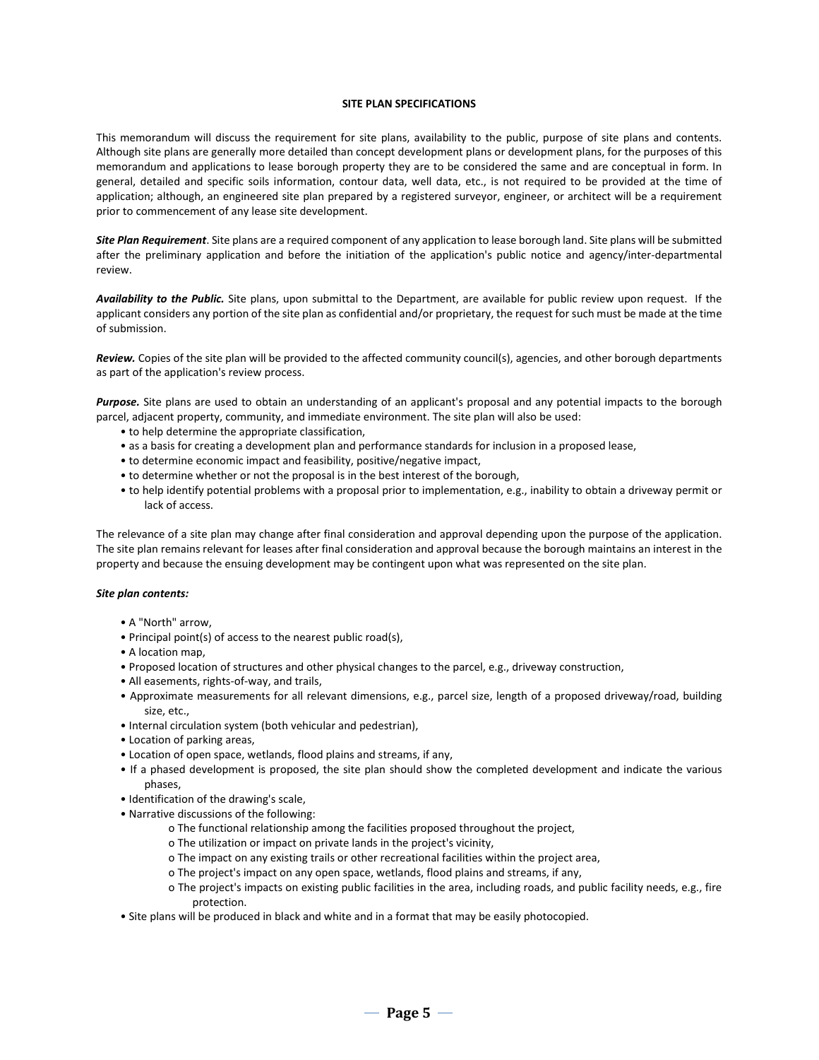## SITE PLAN SPECIFICATIONS

This memorandum will discuss the requirement for site plans, availability to the public, purpose of site plans and contents. Although site plans are generally more detailed than concept development plans or development plans, for the purposes of this memorandum and applications to lease borough property they are to be considered the same and are conceptual in form. In general, detailed and specific soils information, contour data, well data, etc., is not required to be provided at the time of application; although, an engineered site plan prepared by a registered surveyor, engineer, or architect will be a requirement prior to commencement of any lease site development.

***Site Plan Requirement***. Site plans are a required component of any application to lease borough land. Site plans will be submitted after the preliminary application and before the initiation of the application's public notice and agency/inter-departmental review.

***Availability to the Public.*** Site plans, upon submittal to the Department, are available for public review upon request. If the applicant considers any portion of the site plan as confidential and/or proprietary, the request for such must be made at the time of submission.

***Review.*** Copies of the site plan will be provided to the affected community council(s), agencies, and other borough departments as part of the application's review process.

***Purpose.*** Site plans are used to obtain an understanding of an applicant's proposal and any potential impacts to the borough parcel, adjacent property, community, and immediate environment. The site plan will also be used:

- to help determine the appropriate classification,
- as a basis for creating a development plan and performance standards for inclusion in a proposed lease,
- to determine economic impact and feasibility, positive/negative impact,
- to determine whether or not the proposal is in the best interest of the borough,
- to help identify potential problems with a proposal prior to implementation, e.g., inability to obtain a driveway permit or lack of access.

The relevance of a site plan may change after final consideration and approval depending upon the purpose of the application. The site plan remains relevant for leases after final consideration and approval because the borough maintains an interest in the property and because the ensuing development may be contingent upon what was represented on the site plan.

***Site plan contents:***

- A "North" arrow,
- Principal point(s) of access to the nearest public road(s),
- A location map,
- Proposed location of structures and other physical changes to the parcel, e.g., driveway construction,
- All easements, rights-of-way, and trails,
- Approximate measurements for all relevant dimensions, e.g., parcel size, length of a proposed driveway/road, building size, etc.,
- Internal circulation system (both vehicular and pedestrian),
- Location of parking areas,
- Location of open space, wetlands, flood plains and streams, if any,
- If a phased development is proposed, the site plan should show the completed development and indicate the various phases,
- Identification of the drawing's scale,
- Narrative discussions of the following:
  - The functional relationship among the facilities proposed throughout the project,
  - The utilization or impact on private lands in the project's vicinity,
  - The impact on any existing trails or other recreational facilities within the project area,
  - The project's impact on any open space, wetlands, flood plains and streams, if any,
  - The project's impacts on existing public facilities in the area, including roads, and public facility needs, e.g., fire protection.
- Site plans will be produced in black and white and in a format that may be easily photocopied.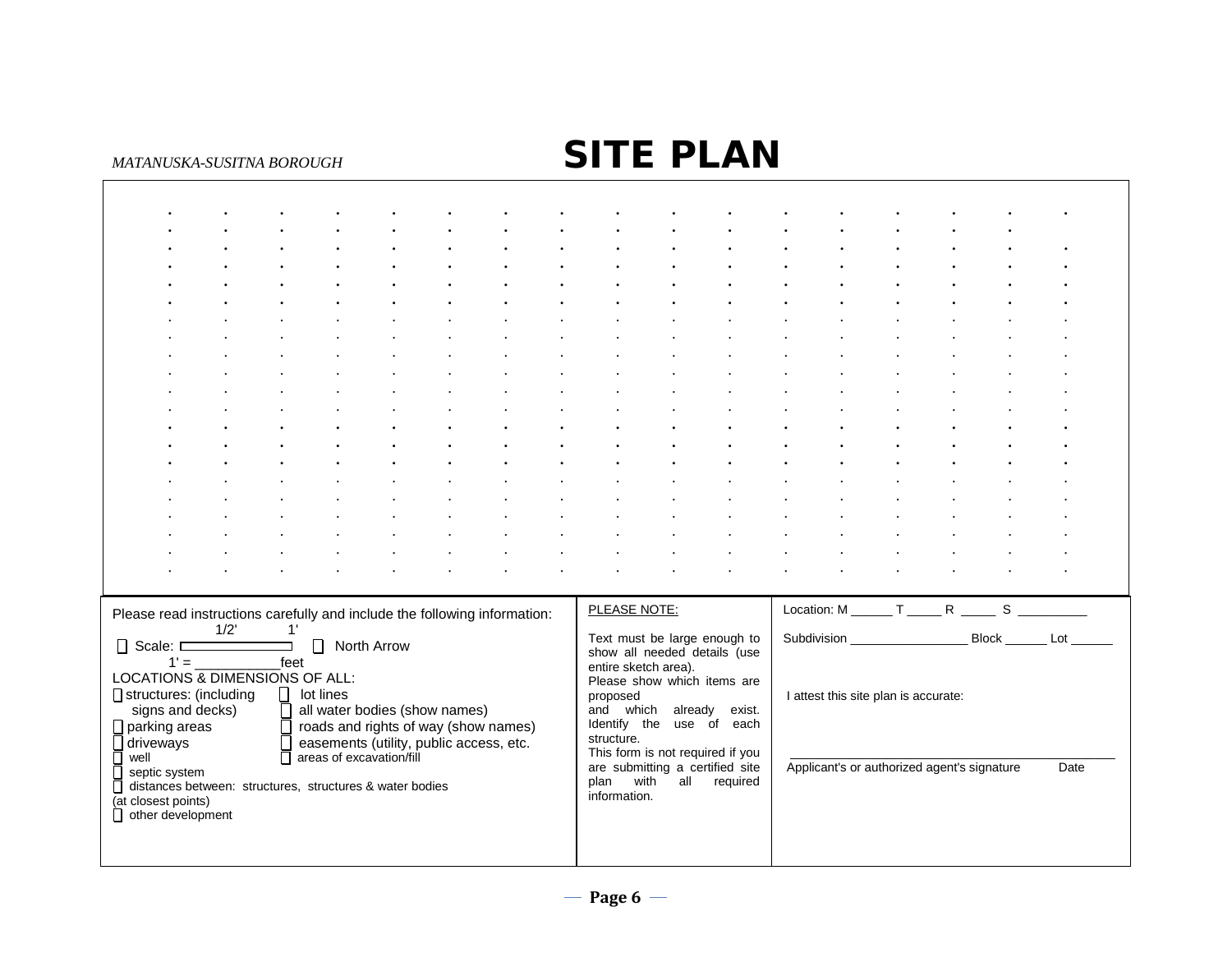MATANUSKA-SUSITNA BOROUGH

# SITE PLAN

Please read instructions carefully and include the following information:

- [ ] Scale: 1/2' 1' ☐ North Arrow
  1' = ___________feet

LOCATIONS & DIMENSIONS OF ALL:

- [ ] structures: (including signs and decks)
- [ ] parking areas
- [ ] driveways
- [ ] well
- [ ] septic system
- [ ] distances between: structures, structures & water bodies (at closest points)
- [ ] other development
- [ ] lot lines
- [ ] all water bodies (show names)
- [ ] roads and rights of way (show names)
- [ ] easements (utility, public access, etc.
- [ ] areas of excavation/fill

PLEASE NOTE:

Text must be large enough to show all needed details (use entire sketch area).
Please show which items are proposed and which already exist. Identify the use of each structure.
This form is not required if you are submitting a certified site plan with all required information.

Location: M ______ T _____ R _____ S _________

Subdivision _________________ Block ______ Lot ______

I attest this site plan is accurate:

_______________________________________________

Applicant's or authorized agent's signature Date